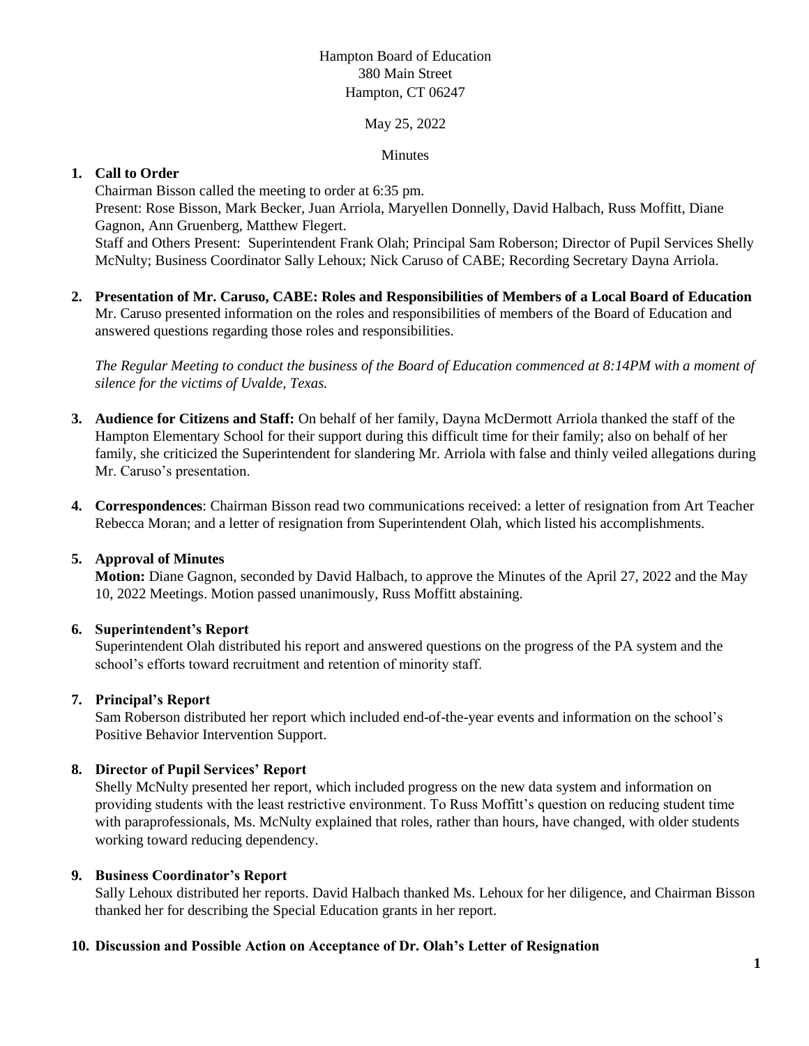Hampton Board of Education
380 Main Street
Hampton, CT 06247

May 25, 2022

Minutes

1. **Call to Order**
   Chairman Bisson called the meeting to order at 6:35 pm.
   Present: Rose Bisson, Mark Becker, Juan Arriola, Maryellen Donnelly, David Halbach, Russ Moffitt, Diane Gagnon, Ann Gruenberg, Matthew Flegert.
   Staff and Others Present: Superintendent Frank Olah; Principal Sam Roberson; Director of Pupil Services Shelly McNulty; Business Coordinator Sally Lehoux; Nick Caruso of CABE; Recording Secretary Dayna Arriola.

2. **Presentation of Mr. Caruso, CABE: Roles and Responsibilities of Members of a Local Board of Education**
   Mr. Caruso presented information on the roles and responsibilities of members of the Board of Education and answered questions regarding those roles and responsibilities.

   *The Regular Meeting to conduct the business of the Board of Education commenced at 8:14PM with a moment of silence for the victims of Uvalde, Texas.*

3. **Audience for Citizens and Staff:** On behalf of her family, Dayna McDermott Arriola thanked the staff of the Hampton Elementary School for their support during this difficult time for their family; also on behalf of her family, she criticized the Superintendent for slandering Mr. Arriola with false and thinly veiled allegations during Mr. Caruso's presentation.

4. **Correspondences**: Chairman Bisson read two communications received: a letter of resignation from Art Teacher Rebecca Moran; and a letter of resignation from Superintendent Olah, which listed his accomplishments.

5. **Approval of Minutes**
   **Motion:** Diane Gagnon, seconded by David Halbach, to approve the Minutes of the April 27, 2022 and the May 10, 2022 Meetings. Motion passed unanimously, Russ Moffitt abstaining.

6. **Superintendent's Report**
   Superintendent Olah distributed his report and answered questions on the progress of the PA system and the school's efforts toward recruitment and retention of minority staff.

7. **Principal's Report**
   Sam Roberson distributed her report which included end-of-the-year events and information on the school's Positive Behavior Intervention Support.

8. **Director of Pupil Services' Report**
   Shelly McNulty presented her report, which included progress on the new data system and information on providing students with the least restrictive environment. To Russ Moffitt's question on reducing student time with paraprofessionals, Ms. McNulty explained that roles, rather than hours, have changed, with older students working toward reducing dependency.

9. **Business Coordinator's Report**
   Sally Lehoux distributed her reports. David Halbach thanked Ms. Lehoux for her diligence, and Chairman Bisson thanked her for describing the Special Education grants in her report.

10. **Discussion and Possible Action on Acceptance of Dr. Olah's Letter of Resignation**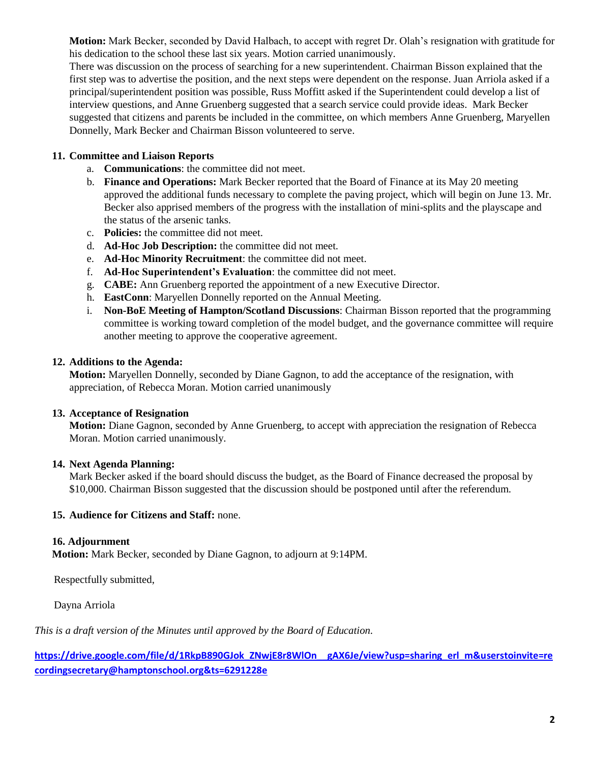**Motion:** Mark Becker, seconded by David Halbach, to accept with regret Dr. Olah's resignation with gratitude for his dedication to the school these last six years. Motion carried unanimously.

There was discussion on the process of searching for a new superintendent. Chairman Bisson explained that the first step was to advertise the position, and the next steps were dependent on the response. Juan Arriola asked if a principal/superintendent position was possible, Russ Moffitt asked if the Superintendent could develop a list of interview questions, and Anne Gruenberg suggested that a search service could provide ideas. Mark Becker suggested that citizens and parents be included in the committee, on which members Anne Gruenberg, Maryellen Donnelly, Mark Becker and Chairman Bisson volunteered to serve.

**11. Committee and Liaison Reports**

a. **Communications**: the committee did not meet.
b. **Finance and Operations:** Mark Becker reported that the Board of Finance at its May 20 meeting approved the additional funds necessary to complete the paving project, which will begin on June 13. Mr. Becker also apprised members of the progress with the installation of mini-splits and the playscape and the status of the arsenic tanks.
c. **Policies:** the committee did not meet.
d. **Ad-Hoc Job Description:** the committee did not meet.
e. **Ad-Hoc Minority Recruitment**: the committee did not meet.
f. **Ad-Hoc Superintendent's Evaluation**: the committee did not meet.
g. **CABE:** Ann Gruenberg reported the appointment of a new Executive Director.
h. **EastConn**: Maryellen Donnelly reported on the Annual Meeting.
i. **Non-BoE Meeting of Hampton/Scotland Discussions**: Chairman Bisson reported that the programming committee is working toward completion of the model budget, and the governance committee will require another meeting to approve the cooperative agreement.

**12. Additions to the Agenda:**

**Motion:** Maryellen Donnelly, seconded by Diane Gagnon, to add the acceptance of the resignation, with appreciation, of Rebecca Moran. Motion carried unanimously

**13. Acceptance of Resignation**

**Motion:** Diane Gagnon, seconded by Anne Gruenberg, to accept with appreciation the resignation of Rebecca Moran. Motion carried unanimously.

**14. Next Agenda Planning:**

Mark Becker asked if the board should discuss the budget, as the Board of Finance decreased the proposal by $10,000. Chairman Bisson suggested that the discussion should be postponed until after the referendum.

**15. Audience for Citizens and Staff:** none.

**16. Adjournment**

**Motion:** Mark Becker, seconded by Diane Gagnon, to adjourn at 9:14PM.

Respectfully submitted,

Dayna Arriola

*This is a draft version of the Minutes until approved by the Board of Education.*

**https://drive.google.com/file/d/1RkpB890GJok_ZNwjE8r8WlOn__gAX6Je/view?usp=sharing_erl_m&userstoinvite=recordingsecretary@hamptonschool.org&ts=6291228e**